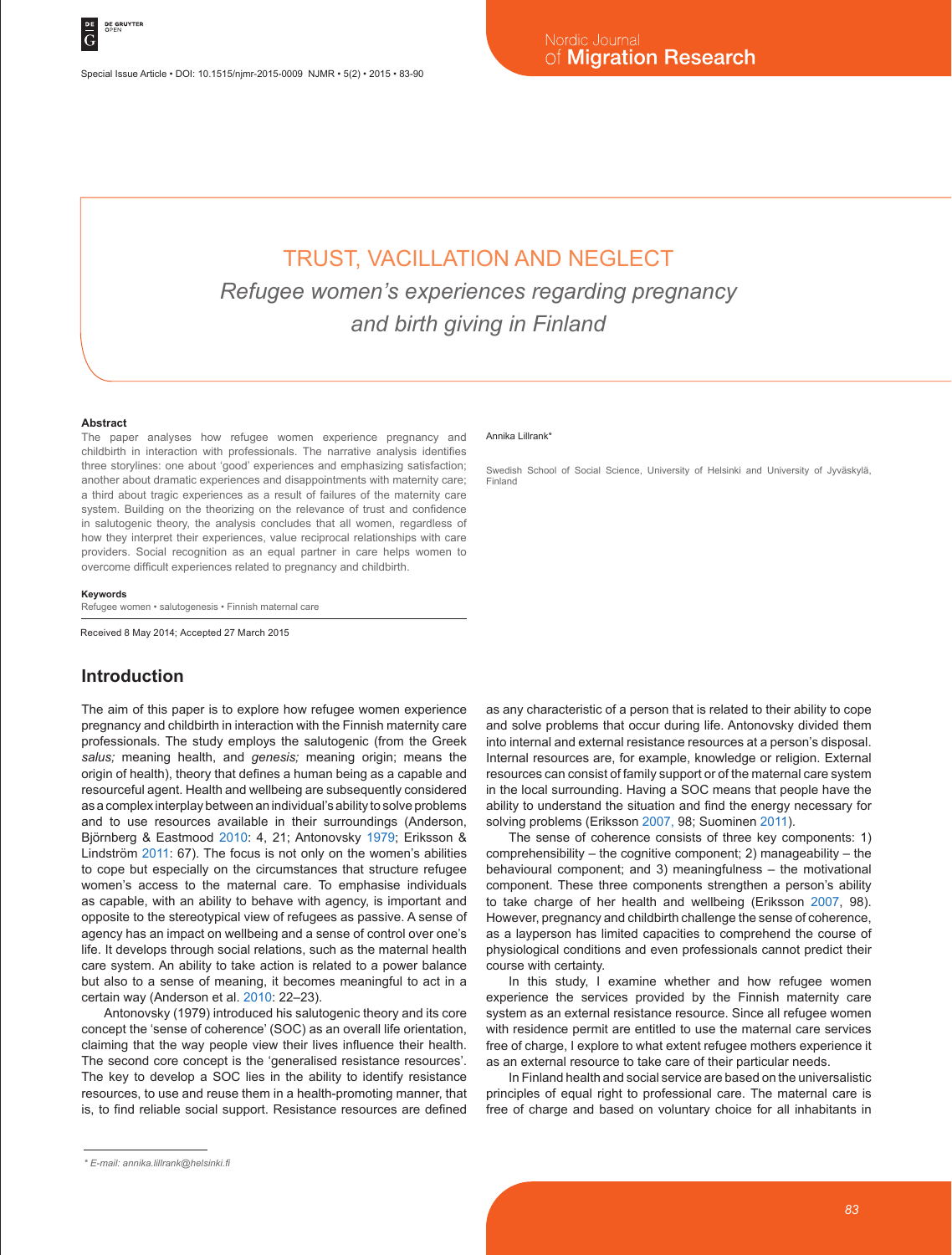# TRUST, VACILLATION AND NEGLECT

*Refugee women's experiences regarding pregnancy and birth giving in Finland*

Annika Lillrank*

Swedish School of Social Science, University of Helsinki and University of Jyväskylä, Finland

### Abstract

The paper analyses how refugee women experience pregnancy and childbirth in interaction with professionals. The narrative analysis identifies three storylines: one about 'good' experiences and emphasizing satisfaction; another about dramatic experiences and disappointments with maternity care; a third about tragic experiences as a result of failures of the maternity care system. Building on the theorizing on the relevance of trust and confidence in salutogenic theory, the analysis concludes that all women, regardless of how they interpret their experiences, value reciprocal relationships with care providers. Social recognition as an equal partner in care helps women to overcome difficult experiences related to pregnancy and childbirth.

### Keywords

Refugee women • salutogenesis • Finnish maternal care

Received 8 May 2014; Accepted 27 March 2015

## Introduction

The aim of this paper is to explore how refugee women experience pregnancy and childbirth in interaction with the Finnish maternity care professionals. The study employs the salutogenic (from the Greek *salus;* meaning health, and *genesis;* meaning origin; means the origin of health), theory that defines a human being as a capable and resourceful agent. Health and wellbeing are subsequently considered as a complex interplay between an individual's ability to solve problems and to use resources available in their surroundings (Anderson, Björnberg & Eastmood 2010: 4, 21; Antonovsky 1979; Eriksson & Lindström 2011: 67). The focus is not only on the women's abilities to cope but especially on the circumstances that structure refugee women's access to the maternal care. To emphasise individuals as capable, with an ability to behave with agency, is important and opposite to the stereotypical view of refugees as passive. A sense of agency has an impact on wellbeing and a sense of control over one's life. It develops through social relations, such as the maternal health care system. An ability to take action is related to a power balance but also to a sense of meaning, it becomes meaningful to act in a certain way (Anderson et al. 2010: 22–23).

Antonovsky (1979) introduced his salutogenic theory and its core concept the 'sense of coherence' (SOC) as an overall life orientation, claiming that the way people view their lives influence their health. The second core concept is the 'generalised resistance resources'. The key to develop a SOC lies in the ability to identify resistance resources, to use and reuse them in a health-promoting manner, that is, to find reliable social support. Resistance resources are defined as any characteristic of a person that is related to their ability to cope and solve problems that occur during life. Antonovsky divided them into internal and external resistance resources at a person's disposal. Internal resources are, for example, knowledge or religion. External resources can consist of family support or of the maternal care system in the local surrounding. Having a SOC means that people have the ability to understand the situation and find the energy necessary for solving problems (Eriksson 2007, 98; Suominen 2011).

The sense of coherence consists of three key components: 1) comprehensibility – the cognitive component; 2) manageability – the behavioural component; and 3) meaningfulness – the motivational component. These three components strengthen a person's ability to take charge of her health and wellbeing (Eriksson 2007, 98). However, pregnancy and childbirth challenge the sense of coherence, as a layperson has limited capacities to comprehend the course of physiological conditions and even professionals cannot predict their course with certainty.

In this study, I examine whether and how refugee women experience the services provided by the Finnish maternity care system as an external resistance resource. Since all refugee women with residence permit are entitled to use the maternal care services free of charge, I explore to what extent refugee mothers experience it as an external resource to take care of their particular needs.

In Finland health and social service are based on the universalistic principles of equal right to professional care. The maternal care is free of charge and based on voluntary choice for all inhabitants in

\* E-mail: annika.lillrank@helsinki.fi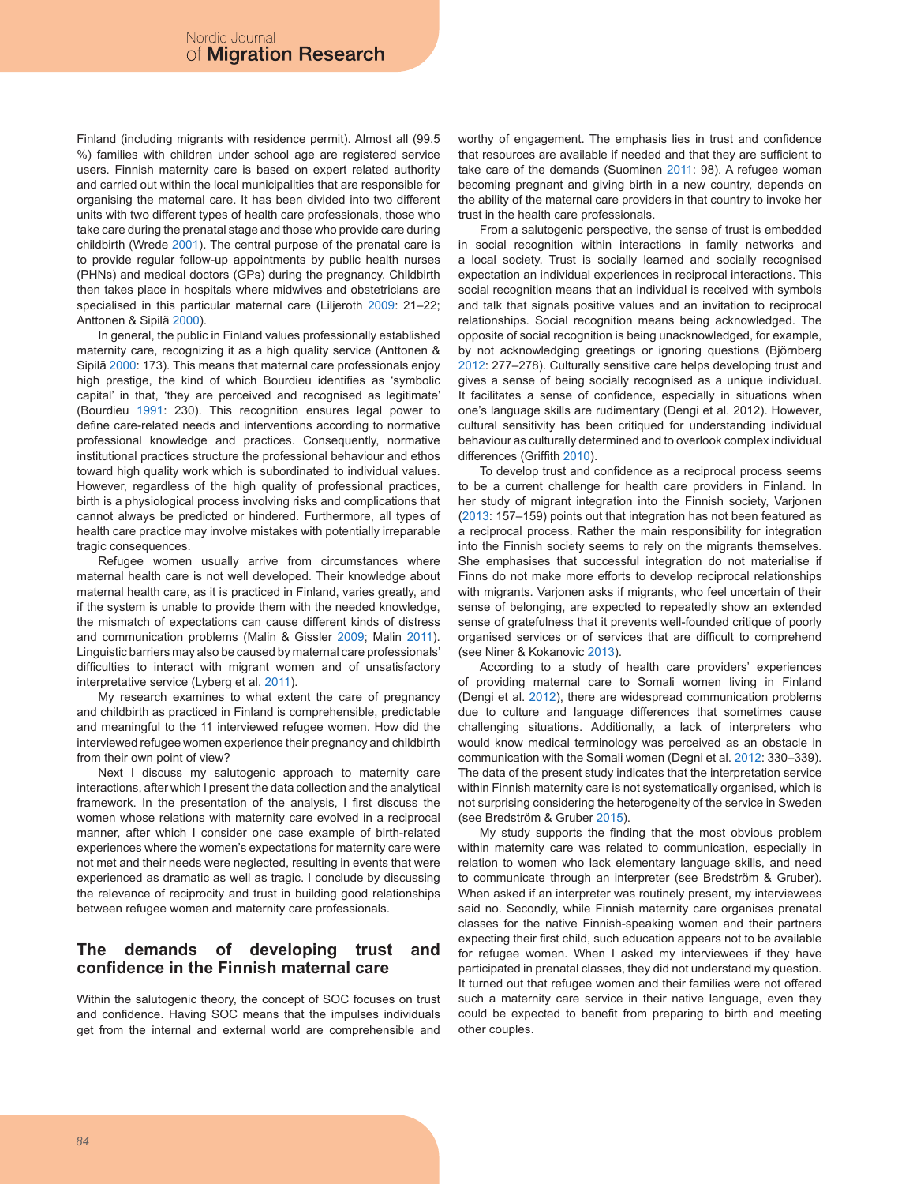Finland (including migrants with residence permit). Almost all (99.5 %) families with children under school age are registered service users. Finnish maternity care is based on expert related authority and carried out within the local municipalities that are responsible for organising the maternal care. It has been divided into two different units with two different types of health care professionals, those who take care during the prenatal stage and those who provide care during childbirth (Wrede 2001). The central purpose of the prenatal care is to provide regular follow-up appointments by public health nurses (PHNs) and medical doctors (GPs) during the pregnancy. Childbirth then takes place in hospitals where midwives and obstetricians are specialised in this particular maternal care (Liljeroth 2009: 21–22; Anttonen & Sipilä 2000).

In general, the public in Finland values professionally established maternity care, recognizing it as a high quality service (Anttonen & Sipilä 2000: 173). This means that maternal care professionals enjoy high prestige, the kind of which Bourdieu identifies as 'symbolic capital' in that, 'they are perceived and recognised as legitimate' (Bourdieu 1991: 230). This recognition ensures legal power to define care-related needs and interventions according to normative professional knowledge and practices. Consequently, normative institutional practices structure the professional behaviour and ethos toward high quality work which is subordinated to individual values. However, regardless of the high quality of professional practices, birth is a physiological process involving risks and complications that cannot always be predicted or hindered. Furthermore, all types of health care practice may involve mistakes with potentially irreparable tragic consequences.

Refugee women usually arrive from circumstances where maternal health care is not well developed. Their knowledge about maternal health care, as it is practiced in Finland, varies greatly, and if the system is unable to provide them with the needed knowledge, the mismatch of expectations can cause different kinds of distress and communication problems (Malin & Gissler 2009; Malin 2011). Linguistic barriers may also be caused by maternal care professionals' difficulties to interact with migrant women and of unsatisfactory interpretative service (Lyberg et al. 2011).

My research examines to what extent the care of pregnancy and childbirth as practiced in Finland is comprehensible, predictable and meaningful to the 11 interviewed refugee women. How did the interviewed refugee women experience their pregnancy and childbirth from their own point of view?

Next I discuss my salutogenic approach to maternity care interactions, after which I present the data collection and the analytical framework. In the presentation of the analysis, I first discuss the women whose relations with maternity care evolved in a reciprocal manner, after which I consider one case example of birth-related experiences where the women's expectations for maternity care were not met and their needs were neglected, resulting in events that were experienced as dramatic as well as tragic. I conclude by discussing the relevance of reciprocity and trust in building good relationships between refugee women and maternity care professionals.

## The demands of developing trust and confidence in the Finnish maternal care

Within the salutogenic theory, the concept of SOC focuses on trust and confidence. Having SOC means that the impulses individuals get from the internal and external world are comprehensible and worthy of engagement. The emphasis lies in trust and confidence that resources are available if needed and that they are sufficient to take care of the demands (Suominen 2011: 98). A refugee woman becoming pregnant and giving birth in a new country, depends on the ability of the maternal care providers in that country to invoke her trust in the health care professionals.

From a salutogenic perspective, the sense of trust is embedded in social recognition within interactions in family networks and a local society. Trust is socially learned and socially recognised expectation an individual experiences in reciprocal interactions. This social recognition means that an individual is received with symbols and talk that signals positive values and an invitation to reciprocal relationships. Social recognition means being acknowledged. The opposite of social recognition is being unacknowledged, for example, by not acknowledging greetings or ignoring questions (Björnberg 2012: 277–278). Culturally sensitive care helps developing trust and gives a sense of being socially recognised as a unique individual. It facilitates a sense of confidence, especially in situations when one's language skills are rudimentary (Dengi et al. 2012). However, cultural sensitivity has been critiqued for understanding individual behaviour as culturally determined and to overlook complex individual differences (Griffith 2010).

To develop trust and confidence as a reciprocal process seems to be a current challenge for health care providers in Finland. In her study of migrant integration into the Finnish society, Varjonen (2013: 157–159) points out that integration has not been featured as a reciprocal process. Rather the main responsibility for integration into the Finnish society seems to rely on the migrants themselves. She emphasises that successful integration do not materialise if Finns do not make more efforts to develop reciprocal relationships with migrants. Varjonen asks if migrants, who feel uncertain of their sense of belonging, are expected to repeatedly show an extended sense of gratefulness that it prevents well-founded critique of poorly organised services or of services that are difficult to comprehend (see Niner & Kokanovic 2013).

According to a study of health care providers' experiences of providing maternal care to Somali women living in Finland (Dengi et al. 2012), there are widespread communication problems due to culture and language differences that sometimes cause challenging situations. Additionally, a lack of interpreters who would know medical terminology was perceived as an obstacle in communication with the Somali women (Degni et al. 2012: 330–339). The data of the present study indicates that the interpretation service within Finnish maternity care is not systematically organised, which is not surprising considering the heterogeneity of the service in Sweden (see Bredström & Gruber 2015).

My study supports the finding that the most obvious problem within maternity care was related to communication, especially in relation to women who lack elementary language skills, and need to communicate through an interpreter (see Bredström & Gruber). When asked if an interpreter was routinely present, my interviewees said no. Secondly, while Finnish maternity care organises prenatal classes for the native Finnish-speaking women and their partners expecting their first child, such education appears not to be available for refugee women. When I asked my interviewees if they have participated in prenatal classes, they did not understand my question. It turned out that refugee women and their families were not offered such a maternity care service in their native language, even they could be expected to benefit from preparing to birth and meeting other couples.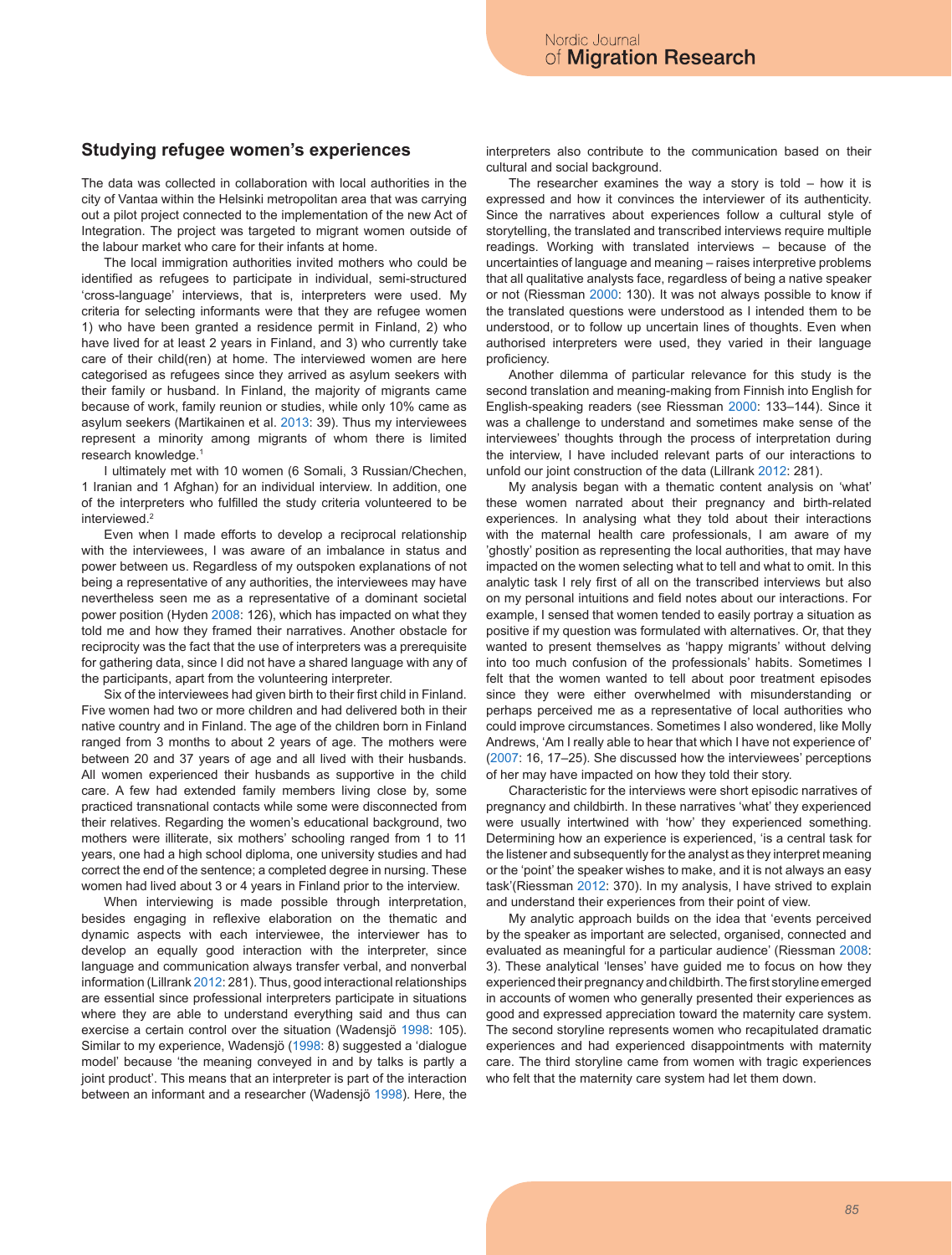## Studying refugee women's experiences

The data was collected in collaboration with local authorities in the city of Vantaa within the Helsinki metropolitan area that was carrying out a pilot project connected to the implementation of the new Act of Integration. The project was targeted to migrant women outside of the labour market who care for their infants at home.

The local immigration authorities invited mothers who could be identified as refugees to participate in individual, semi-structured 'cross-language' interviews, that is, interpreters were used. My criteria for selecting informants were that they are refugee women 1) who have been granted a residence permit in Finland, 2) who have lived for at least 2 years in Finland, and 3) who currently take care of their child(ren) at home. The interviewed women are here categorised as refugees since they arrived as asylum seekers with their family or husband. In Finland, the majority of migrants came because of work, family reunion or studies, while only 10% came as asylum seekers (Martikainen et al. 2013: 39). Thus my interviewees represent a minority among migrants of whom there is limited research knowledge.[1]

I ultimately met with 10 women (6 Somali, 3 Russian/Chechen, 1 Iranian and 1 Afghan) for an individual interview. In addition, one of the interpreters who fulfilled the study criteria volunteered to be interviewed.[2]

Even when I made efforts to develop a reciprocal relationship with the interviewees, I was aware of an imbalance in status and power between us. Regardless of my outspoken explanations of not being a representative of any authorities, the interviewees may have nevertheless seen me as a representative of a dominant societal power position (Hyden 2008: 126), which has impacted on what they told me and how they framed their narratives. Another obstacle for reciprocity was the fact that the use of interpreters was a prerequisite for gathering data, since I did not have a shared language with any of the participants, apart from the volunteering interpreter.

Six of the interviewees had given birth to their first child in Finland. Five women had two or more children and had delivered both in their native country and in Finland. The age of the children born in Finland ranged from 3 months to about 2 years of age. The mothers were between 20 and 37 years of age and all lived with their husbands. All women experienced their husbands as supportive in the child care. A few had extended family members living close by, some practiced transnational contacts while some were disconnected from their relatives. Regarding the women's educational background, two mothers were illiterate, six mothers' schooling ranged from 1 to 11 years, one had a high school diploma, one university studies and had correct the end of the sentence; a completed degree in nursing. These women had lived about 3 or 4 years in Finland prior to the interview.

When interviewing is made possible through interpretation, besides engaging in reflexive elaboration on the thematic and dynamic aspects with each interviewee, the interviewer has to develop an equally good interaction with the interpreter, since language and communication always transfer verbal, and nonverbal information (Lillrank 2012: 281). Thus, good interactional relationships are essential since professional interpreters participate in situations where they are able to understand everything said and thus can exercise a certain control over the situation (Wadensjö 1998: 105). Similar to my experience, Wadensjö (1998: 8) suggested a 'dialogue model' because 'the meaning conveyed in and by talks is partly a joint product'. This means that an interpreter is part of the interaction between an informant and a researcher (Wadensjö 1998). Here, the interpreters also contribute to the communication based on their cultural and social background.

The researcher examines the way a story is told – how it is expressed and how it convinces the interviewer of its authenticity. Since the narratives about experiences follow a cultural style of storytelling, the translated and transcribed interviews require multiple readings. Working with translated interviews – because of the uncertainties of language and meaning – raises interpretive problems that all qualitative analysts face, regardless of being a native speaker or not (Riessman 2000: 130). It was not always possible to know if the translated questions were understood as I intended them to be understood, or to follow up uncertain lines of thoughts. Even when authorised interpreters were used, they varied in their language proficiency.

Another dilemma of particular relevance for this study is the second translation and meaning-making from Finnish into English for English-speaking readers (see Riessman 2000: 133–144). Since it was a challenge to understand and sometimes make sense of the interviewees' thoughts through the process of interpretation during the interview, I have included relevant parts of our interactions to unfold our joint construction of the data (Lillrank 2012: 281).

My analysis began with a thematic content analysis on 'what' these women narrated about their pregnancy and birth-related experiences. In analysing what they told about their interactions with the maternal health care professionals, I am aware of my 'ghostly' position as representing the local authorities, that may have impacted on the women selecting what to tell and what to omit. In this analytic task I rely first of all on the transcribed interviews but also on my personal intuitions and field notes about our interactions. For example, I sensed that women tended to easily portray a situation as positive if my question was formulated with alternatives. Or, that they wanted to present themselves as 'happy migrants' without delving into too much confusion of the professionals' habits. Sometimes I felt that the women wanted to tell about poor treatment episodes since they were either overwhelmed with misunderstanding or perhaps perceived me as a representative of local authorities who could improve circumstances. Sometimes I also wondered, like Molly Andrews, 'Am I really able to hear that which I have not experience of' (2007: 16, 17–25). She discussed how the interviewees' perceptions of her may have impacted on how they told their story.

Characteristic for the interviews were short episodic narratives of pregnancy and childbirth. In these narratives 'what' they experienced were usually intertwined with 'how' they experienced something. Determining how an experience is experienced, 'is a central task for the listener and subsequently for the analyst as they interpret meaning or the 'point' the speaker wishes to make, and it is not always an easy task'(Riessman 2012: 370). In my analysis, I have strived to explain and understand their experiences from their point of view.

My analytic approach builds on the idea that 'events perceived by the speaker as important are selected, organised, connected and evaluated as meaningful for a particular audience' (Riessman 2008: 3). These analytical 'lenses' have guided me to focus on how they experienced their pregnancy and childbirth. The first storyline emerged in accounts of women who generally presented their experiences as good and expressed appreciation toward the maternity care system. The second storyline represents women who recapitulated dramatic experiences and had experienced disappointments with maternity care. The third storyline came from women with tragic experiences who felt that the maternity care system had let them down.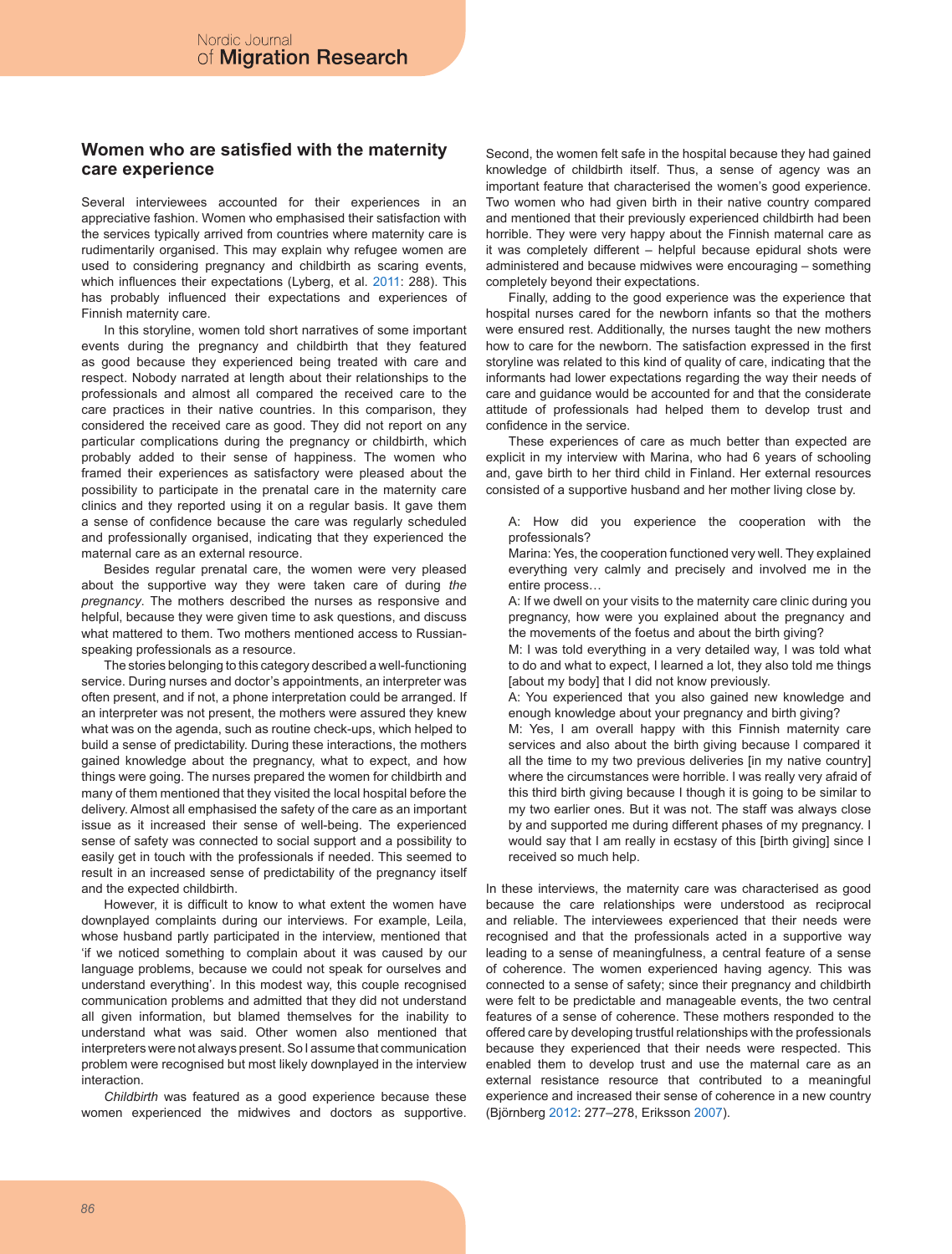## Women who are satisfied with the maternity care experience

Several interviewees accounted for their experiences in an appreciative fashion. Women who emphasised their satisfaction with the services typically arrived from countries where maternity care is rudimentarily organised. This may explain why refugee women are used to considering pregnancy and childbirth as scaring events, which influences their expectations (Lyberg, et al. 2011: 288). This has probably influenced their expectations and experiences of Finnish maternity care.

In this storyline, women told short narratives of some important events during the pregnancy and childbirth that they featured as good because they experienced being treated with care and respect. Nobody narrated at length about their relationships to the professionals and almost all compared the received care to the care practices in their native countries. In this comparison, they considered the received care as good. They did not report on any particular complications during the pregnancy or childbirth, which probably added to their sense of happiness. The women who framed their experiences as satisfactory were pleased about the possibility to participate in the prenatal care in the maternity care clinics and they reported using it on a regular basis. It gave them a sense of confidence because the care was regularly scheduled and professionally organised, indicating that they experienced the maternal care as an external resource.

Besides regular prenatal care, the women were very pleased about the supportive way they were taken care of during *the pregnancy*. The mothers described the nurses as responsive and helpful, because they were given time to ask questions, and discuss what mattered to them. Two mothers mentioned access to Russian-speaking professionals as a resource.

The stories belonging to this category described a well-functioning service. During nurses and doctor's appointments, an interpreter was often present, and if not, a phone interpretation could be arranged. If an interpreter was not present, the mothers were assured they knew what was on the agenda, such as routine check-ups, which helped to build a sense of predictability. During these interactions, the mothers gained knowledge about the pregnancy, what to expect, and how things were going. The nurses prepared the women for childbirth and many of them mentioned that they visited the local hospital before the delivery. Almost all emphasised the safety of the care as an important issue as it increased their sense of well-being. The experienced sense of safety was connected to social support and a possibility to easily get in touch with the professionals if needed. This seemed to result in an increased sense of predictability of the pregnancy itself and the expected childbirth.

However, it is difficult to know to what extent the women have downplayed complaints during our interviews. For example, Leila, whose husband partly participated in the interview, mentioned that 'if we noticed something to complain about it was caused by our language problems, because we could not speak for ourselves and understand everything'. In this modest way, this couple recognised communication problems and admitted that they did not understand all given information, but blamed themselves for the inability to understand what was said. Other women also mentioned that interpreters were not always present. So I assume that communication problem were recognised but most likely downplayed in the interview interaction.

*Childbirth* was featured as a good experience because these women experienced the midwives and doctors as supportive. Second, the women felt safe in the hospital because they had gained knowledge of childbirth itself. Thus, a sense of agency was an important feature that characterised the women's good experience. Two women who had given birth in their native country compared and mentioned that their previously experienced childbirth had been horrible. They were very happy about the Finnish maternal care as it was completely different – helpful because epidural shots were administered and because midwives were encouraging – something completely beyond their expectations.

Finally, adding to the good experience was the experience that hospital nurses cared for the newborn infants so that the mothers were ensured rest. Additionally, the nurses taught the new mothers how to care for the newborn. The satisfaction expressed in the first storyline was related to this kind of quality of care, indicating that the informants had lower expectations regarding the way their needs of care and guidance would be accounted for and that the considerate attitude of professionals had helped them to develop trust and confidence in the service.

These experiences of care as much better than expected are explicit in my interview with Marina, who had 6 years of schooling and, gave birth to her third child in Finland. Her external resources consisted of a supportive husband and her mother living close by.

> A: How did you experience the cooperation with the professionals?
> Marina: Yes, the cooperation functioned very well. They explained everything very calmly and precisely and involved me in the entire process…
> A: If we dwell on your visits to the maternity care clinic during you pregnancy, how were you explained about the pregnancy and the movements of the foetus and about the birth giving?
> M: I was told everything in a very detailed way, I was told what to do and what to expect, I learned a lot, they also told me things [about my body] that I did not know previously.
> A: You experienced that you also gained new knowledge and enough knowledge about your pregnancy and birth giving?
> M: Yes, I am overall happy with this Finnish maternity care services and also about the birth giving because I compared it all the time to my two previous deliveries [in my native country] where the circumstances were horrible. I was really very afraid of this third birth giving because I though it is going to be similar to my two earlier ones. But it was not. The staff was always close by and supported me during different phases of my pregnancy. I would say that I am really in ecstasy of this [birth giving] since I received so much help.

In these interviews, the maternity care was characterised as good because the care relationships were understood as reciprocal and reliable. The interviewees experienced that their needs were recognised and that the professionals acted in a supportive way leading to a sense of meaningfulness, a central feature of a sense of coherence. The women experienced having agency. This was connected to a sense of safety; since their pregnancy and childbirth were felt to be predictable and manageable events, the two central features of a sense of coherence. These mothers responded to the offered care by developing trustful relationships with the professionals because they experienced that their needs were respected. This enabled them to develop trust and use the maternal care as an external resistance resource that contributed to a meaningful experience and increased their sense of coherence in a new country (Björnberg 2012: 277–278, Eriksson 2007).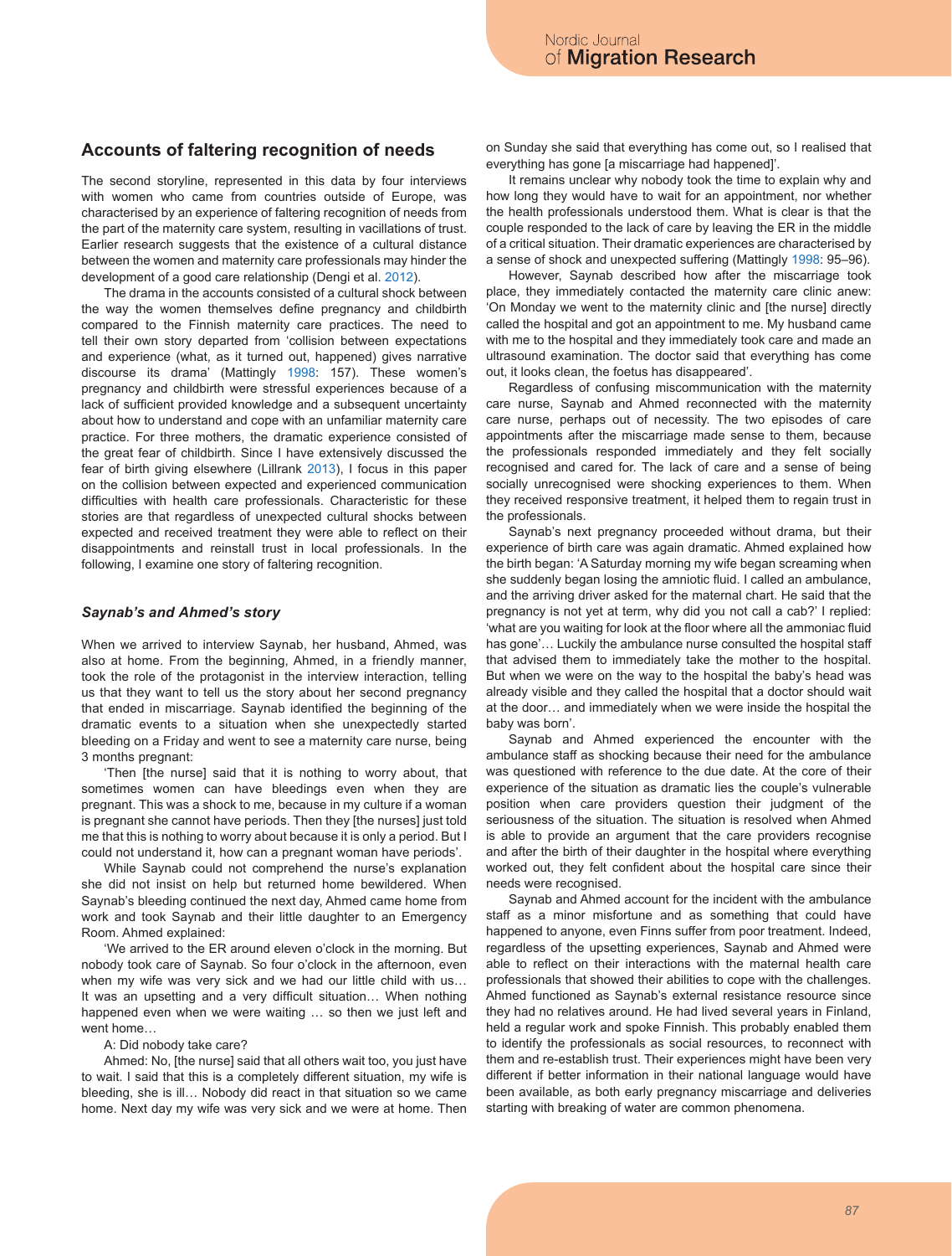## Accounts of faltering recognition of needs

The second storyline, represented in this data by four interviews with women who came from countries outside of Europe, was characterised by an experience of faltering recognition of needs from the part of the maternity care system, resulting in vacillations of trust. Earlier research suggests that the existence of a cultural distance between the women and maternity care professionals may hinder the development of a good care relationship (Dengi et al. 2012).

The drama in the accounts consisted of a cultural shock between the way the women themselves define pregnancy and childbirth compared to the Finnish maternity care practices. The need to tell their own story departed from 'collision between expectations and experience (what, as it turned out, happened) gives narrative discourse its drama' (Mattingly 1998: 157). These women's pregnancy and childbirth were stressful experiences because of a lack of sufficient provided knowledge and a subsequent uncertainty about how to understand and cope with an unfamiliar maternity care practice. For three mothers, the dramatic experience consisted of the great fear of childbirth. Since I have extensively discussed the fear of birth giving elsewhere (Lillrank 2013), I focus in this paper on the collision between expected and experienced communication difficulties with health care professionals. Characteristic for these stories are that regardless of unexpected cultural shocks between expected and received treatment they were able to reflect on their disappointments and reinstall trust in local professionals. In the following, I examine one story of faltering recognition.

### *Saynab's and Ahmed's story*

When we arrived to interview Saynab, her husband, Ahmed, was also at home. From the beginning, Ahmed, in a friendly manner, took the role of the protagonist in the interview interaction, telling us that they want to tell us the story about her second pregnancy that ended in miscarriage. Saynab identified the beginning of the dramatic events to a situation when she unexpectedly started bleeding on a Friday and went to see a maternity care nurse, being 3 months pregnant:

'Then [the nurse] said that it is nothing to worry about, that sometimes women can have bleedings even when they are pregnant. This was a shock to me, because in my culture if a woman is pregnant she cannot have periods. Then they [the nurses] just told me that this is nothing to worry about because it is only a period. But I could not understand it, how can a pregnant woman have periods'.

While Saynab could not comprehend the nurse's explanation she did not insist on help but returned home bewildered. When Saynab's bleeding continued the next day, Ahmed came home from work and took Saynab and their little daughter to an Emergency Room. Ahmed explained:

'We arrived to the ER around eleven o'clock in the morning. But nobody took care of Saynab. So four o'clock in the afternoon, even when my wife was very sick and we had our little child with us… It was an upsetting and a very difficult situation… When nothing happened even when we were waiting … so then we just left and went home…

A: Did nobody take care?

Ahmed: No, [the nurse] said that all others wait too, you just have to wait. I said that this is a completely different situation, my wife is bleeding, she is ill… Nobody did react in that situation so we came home. Next day my wife was very sick and we were at home. Then on Sunday she said that everything has come out, so I realised that everything has gone [a miscarriage had happened]'.

It remains unclear why nobody took the time to explain why and how long they would have to wait for an appointment, nor whether the health professionals understood them. What is clear is that the couple responded to the lack of care by leaving the ER in the middle of a critical situation. Their dramatic experiences are characterised by a sense of shock and unexpected suffering (Mattingly 1998: 95–96).

However, Saynab described how after the miscarriage took place, they immediately contacted the maternity care clinic anew: 'On Monday we went to the maternity clinic and [the nurse] directly called the hospital and got an appointment to me. My husband came with me to the hospital and they immediately took care and made an ultrasound examination. The doctor said that everything has come out, it looks clean, the foetus has disappeared'.

Regardless of confusing miscommunication with the maternity care nurse, Saynab and Ahmed reconnected with the maternity care nurse, perhaps out of necessity. The two episodes of care appointments after the miscarriage made sense to them, because the professionals responded immediately and they felt socially recognised and cared for. The lack of care and a sense of being socially unrecognised were shocking experiences to them. When they received responsive treatment, it helped them to regain trust in the professionals.

Saynab's next pregnancy proceeded without drama, but their experience of birth care was again dramatic. Ahmed explained how the birth began: 'A Saturday morning my wife began screaming when she suddenly began losing the amniotic fluid. I called an ambulance, and the arriving driver asked for the maternal chart. He said that the pregnancy is not yet at term, why did you not call a cab?' I replied: 'what are you waiting for look at the floor where all the ammoniac fluid has gone'… Luckily the ambulance nurse consulted the hospital staff that advised them to immediately take the mother to the hospital. But when we were on the way to the hospital the baby's head was already visible and they called the hospital that a doctor should wait at the door… and immediately when we were inside the hospital the baby was born'.

Saynab and Ahmed experienced the encounter with the ambulance staff as shocking because their need for the ambulance was questioned with reference to the due date. At the core of their experience of the situation as dramatic lies the couple's vulnerable position when care providers question their judgment of the seriousness of the situation. The situation is resolved when Ahmed is able to provide an argument that the care providers recognise and after the birth of their daughter in the hospital where everything worked out, they felt confident about the hospital care since their needs were recognised.

Saynab and Ahmed account for the incident with the ambulance staff as a minor misfortune and as something that could have happened to anyone, even Finns suffer from poor treatment. Indeed, regardless of the upsetting experiences, Saynab and Ahmed were able to reflect on their interactions with the maternal health care professionals that showed their abilities to cope with the challenges. Ahmed functioned as Saynab's external resistance resource since they had no relatives around. He had lived several years in Finland, held a regular work and spoke Finnish. This probably enabled them to identify the professionals as social resources, to reconnect with them and re-establish trust. Their experiences might have been very different if better information in their national language would have been available, as both early pregnancy miscarriage and deliveries starting with breaking of water are common phenomena.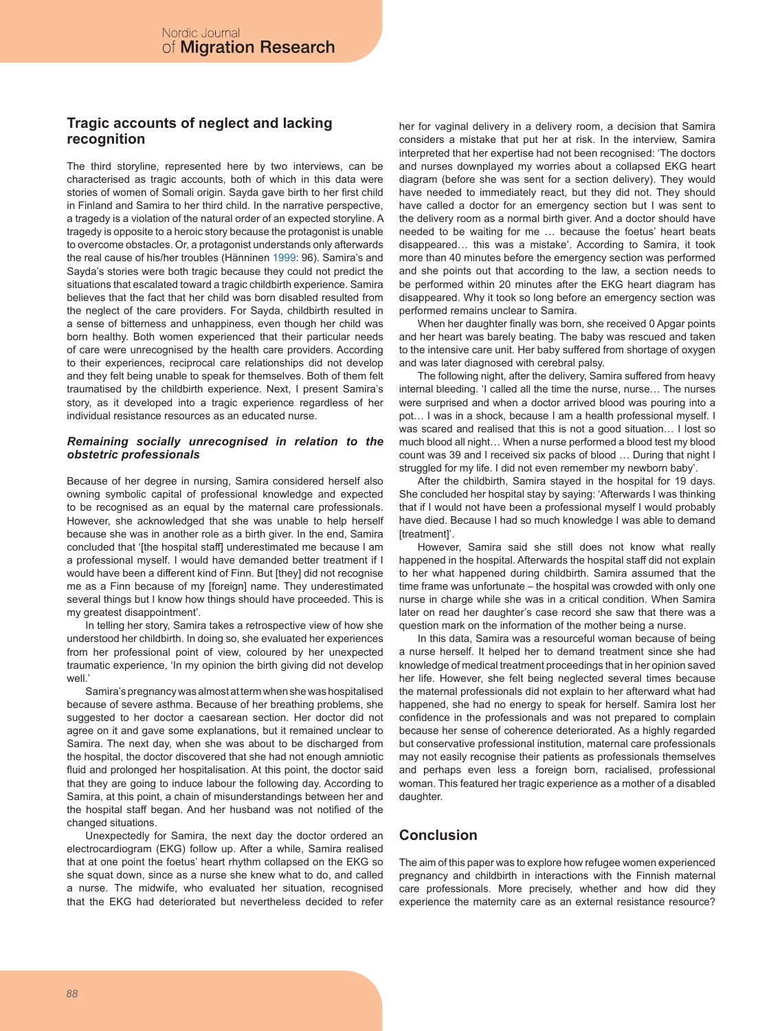## Tragic accounts of neglect and lacking recognition

The third storyline, represented here by two interviews, can be characterised as tragic accounts, both of which in this data were stories of women of Somali origin. Sayda gave birth to her first child in Finland and Samira to her third child. In the narrative perspective, a tragedy is a violation of the natural order of an expected storyline. A tragedy is opposite to a heroic story because the protagonist is unable to overcome obstacles. Or, a protagonist understands only afterwards the real cause of his/her troubles (Hänninen 1999: 96). Samira's and Sayda's stories were both tragic because they could not predict the situations that escalated toward a tragic childbirth experience. Samira believes that the fact that her child was born disabled resulted from the neglect of the care providers. For Sayda, childbirth resulted in a sense of bitterness and unhappiness, even though her child was born healthy. Both women experienced that their particular needs of care were unrecognised by the health care providers. According to their experiences, reciprocal care relationships did not develop and they felt being unable to speak for themselves. Both of them felt traumatised by the childbirth experience. Next, I present Samira's story, as it developed into a tragic experience regardless of her individual resistance resources as an educated nurse.

### *Remaining socially unrecognised in relation to the obstetric professionals*

Because of her degree in nursing, Samira considered herself also owning symbolic capital of professional knowledge and expected to be recognised as an equal by the maternal care professionals. However, she acknowledged that she was unable to help herself because she was in another role as a birth giver. In the end, Samira concluded that '[the hospital staff] underestimated me because I am a professional myself. I would have demanded better treatment if I would have been a different kind of Finn. But [they] did not recognise me as a Finn because of my [foreign] name. They underestimated several things but I know how things should have proceeded. This is my greatest disappointment'.

In telling her story, Samira takes a retrospective view of how she understood her childbirth. In doing so, she evaluated her experiences from her professional point of view, coloured by her unexpected traumatic experience, 'In my opinion the birth giving did not develop well.'

Samira's pregnancy was almost at term when she was hospitalised because of severe asthma. Because of her breathing problems, she suggested to her doctor a caesarean section. Her doctor did not agree on it and gave some explanations, but it remained unclear to Samira. The next day, when she was about to be discharged from the hospital, the doctor discovered that she had not enough amniotic fluid and prolonged her hospitalisation. At this point, the doctor said that they are going to induce labour the following day. According to Samira, at this point, a chain of misunderstandings between her and the hospital staff began. And her husband was not notified of the changed situations.

Unexpectedly for Samira, the next day the doctor ordered an electrocardiogram (EKG) follow up. After a while, Samira realised that at one point the foetus' heart rhythm collapsed on the EKG so she squat down, since as a nurse she knew what to do, and called a nurse. The midwife, who evaluated her situation, recognised that the EKG had deteriorated but nevertheless decided to refer her for vaginal delivery in a delivery room, a decision that Samira considers a mistake that put her at risk. In the interview, Samira interpreted that her expertise had not been recognised: 'The doctors and nurses downplayed my worries about a collapsed EKG heart diagram (before she was sent for a section delivery). They would have needed to immediately react, but they did not. They should have called a doctor for an emergency section but I was sent to the delivery room as a normal birth giver. And a doctor should have needed to be waiting for me … because the foetus' heart beats disappeared… this was a mistake'. According to Samira, it took more than 40 minutes before the emergency section was performed and she points out that according to the law, a section needs to be performed within 20 minutes after the EKG heart diagram has disappeared. Why it took so long before an emergency section was performed remains unclear to Samira.

When her daughter finally was born, she received 0 Apgar points and her heart was barely beating. The baby was rescued and taken to the intensive care unit. Her baby suffered from shortage of oxygen and was later diagnosed with cerebral palsy.

The following night, after the delivery, Samira suffered from heavy internal bleeding. 'I called all the time the nurse, nurse… The nurses were surprised and when a doctor arrived blood was pouring into a pot… I was in a shock, because I am a health professional myself. I was scared and realised that this is not a good situation… I lost so much blood all night… When a nurse performed a blood test my blood count was 39 and I received six packs of blood … During that night I struggled for my life. I did not even remember my newborn baby'.

After the childbirth, Samira stayed in the hospital for 19 days. She concluded her hospital stay by saying: 'Afterwards I was thinking that if I would not have been a professional myself I would probably have died. Because I had so much knowledge I was able to demand [treatment]'.

However, Samira said she still does not know what really happened in the hospital. Afterwards the hospital staff did not explain to her what happened during childbirth. Samira assumed that the time frame was unfortunate – the hospital was crowded with only one nurse in charge while she was in a critical condition. When Samira later on read her daughter's case record she saw that there was a question mark on the information of the mother being a nurse.

In this data, Samira was a resourceful woman because of being a nurse herself. It helped her to demand treatment since she had knowledge of medical treatment proceedings that in her opinion saved her life. However, she felt being neglected several times because the maternal professionals did not explain to her afterward what had happened, she had no energy to speak for herself. Samira lost her confidence in the professionals and was not prepared to complain because her sense of coherence deteriorated. As a highly regarded but conservative professional institution, maternal care professionals may not easily recognise their patients as professionals themselves and perhaps even less a foreign born, racialised, professional woman. This featured her tragic experience as a mother of a disabled daughter.

## Conclusion

The aim of this paper was to explore how refugee women experienced pregnancy and childbirth in interactions with the Finnish maternal care professionals. More precisely, whether and how did they experience the maternity care as an external resistance resource?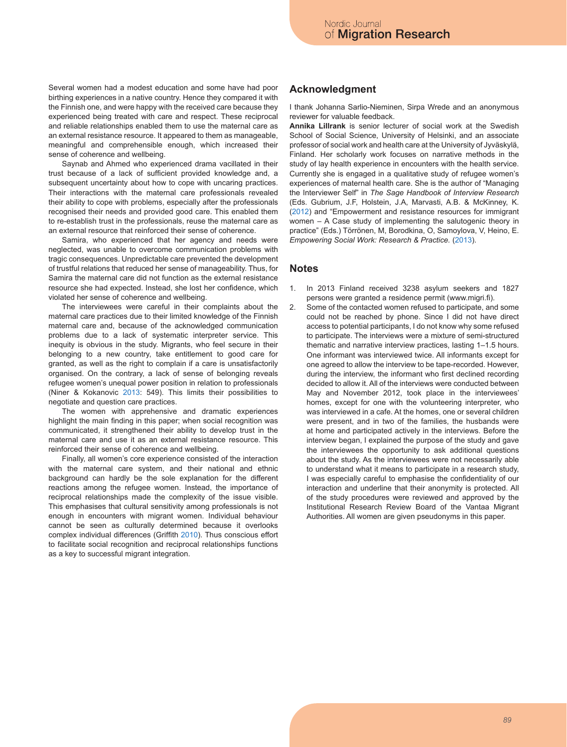Several women had a modest education and some have had poor birthing experiences in a native country. Hence they compared it with the Finnish one, and were happy with the received care because they experienced being treated with care and respect. These reciprocal and reliable relationships enabled them to use the maternal care as an external resistance resource. It appeared to them as manageable, meaningful and comprehensible enough, which increased their sense of coherence and wellbeing.

Saynab and Ahmed who experienced drama vacillated in their trust because of a lack of sufficient provided knowledge and, a subsequent uncertainty about how to cope with uncaring practices. Their interactions with the maternal care professionals revealed their ability to cope with problems, especially after the professionals recognised their needs and provided good care. This enabled them to re-establish trust in the professionals, reuse the maternal care as an external resource that reinforced their sense of coherence.

Samira, who experienced that her agency and needs were neglected, was unable to overcome communication problems with tragic consequences. Unpredictable care prevented the development of trustful relations that reduced her sense of manageability. Thus, for Samira the maternal care did not function as the external resistance resource she had expected. Instead, she lost her confidence, which violated her sense of coherence and wellbeing.

The interviewees were careful in their complaints about the maternal care practices due to their limited knowledge of the Finnish maternal care and, because of the acknowledged communication problems due to a lack of systematic interpreter service. This inequity is obvious in the study. Migrants, who feel secure in their belonging to a new country, take entitlement to good care for granted, as well as the right to complain if a care is unsatisfactorily organised. On the contrary, a lack of sense of belonging reveals refugee women's unequal power position in relation to professionals (Niner & Kokanovic 2013: 549). This limits their possibilities to negotiate and question care practices.

The women with apprehensive and dramatic experiences highlight the main finding in this paper; when social recognition was communicated, it strengthened their ability to develop trust in the maternal care and use it as an external resistance resource. This reinforced their sense of coherence and wellbeing.

Finally, all women's core experience consisted of the interaction with the maternal care system, and their national and ethnic background can hardly be the sole explanation for the different reactions among the refugee women. Instead, the importance of reciprocal relationships made the complexity of the issue visible. This emphasises that cultural sensitivity among professionals is not enough in encounters with migrant women. Individual behaviour cannot be seen as culturally determined because it overlooks complex individual differences (Griffith 2010). Thus conscious effort to facilitate social recognition and reciprocal relationships functions as a key to successful migrant integration.

## Acknowledgment

I thank Johanna Sarlio-Nieminen, Sirpa Wrede and an anonymous reviewer for valuable feedback.

**Annika Lillrank** is senior lecturer of social work at the Swedish School of Social Science, University of Helsinki, and an associate professor of social work and health care at the University of Jyväskylä, Finland. Her scholarly work focuses on narrative methods in the study of lay health experience in encounters with the health service. Currently she is engaged in a qualitative study of refugee women's experiences of maternal health care. She is the author of "Managing the Interviewer Self" in *The Sage Handbook of Interview Research* (Eds. Gubrium, J.F, Holstein, J.A, Marvasti, A.B. & McKinney, K. (2012) and "Empowerment and resistance resources for immigrant women – A Case study of implementing the salutogenic theory in practice" (Eds.) Törrönen, M, Borodkina, O, Samoylova, V, Heino, E. *Empowering Social Work: Research & Practice.* (2013).

## Notes

1. In 2013 Finland received 3238 asylum seekers and 1827 persons were granted a residence permit (www.migri.fi).
2. Some of the contacted women refused to participate, and some could not be reached by phone. Since I did not have direct access to potential participants, I do not know why some refused to participate. The interviews were a mixture of semi-structured thematic and narrative interview practices, lasting 1–1.5 hours. One informant was interviewed twice. All informants except for one agreed to allow the interview to be tape-recorded. However, during the interview, the informant who first declined recording decided to allow it. All of the interviews were conducted between May and November 2012, took place in the interviewees' homes, except for one with the volunteering interpreter, who was interviewed in a cafe. At the homes, one or several children were present, and in two of the families, the husbands were at home and participated actively in the interviews. Before the interview began, I explained the purpose of the study and gave the interviewees the opportunity to ask additional questions about the study. As the interviewees were not necessarily able to understand what it means to participate in a research study, I was especially careful to emphasise the confidentiality of our interaction and underline that their anonymity is protected. All of the study procedures were reviewed and approved by the Institutional Research Review Board of the Vantaa Migrant Authorities. All women are given pseudonyms in this paper.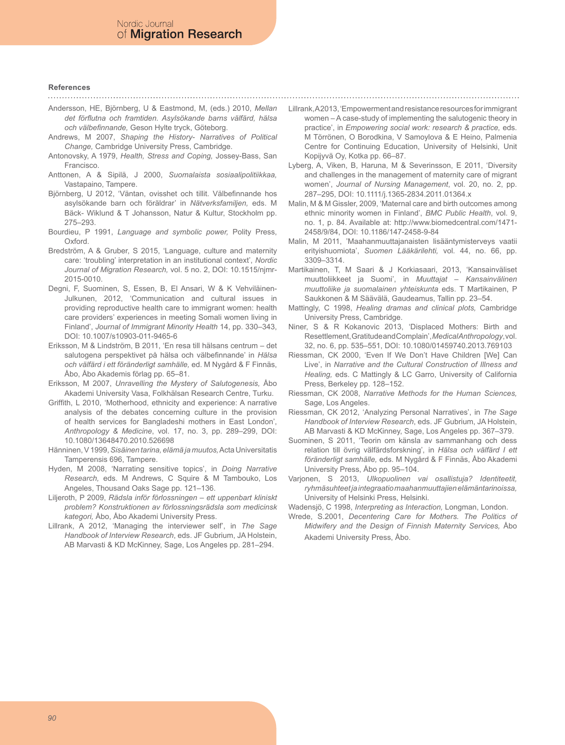### References

Andersson, HE, Björnberg, U & Eastmond, M, (eds.) 2010, *Mellan det förflutna och framtiden. Asylsökande barns välfärd, hälsa och välbefinnande,* Geson Hylte tryck, Göteborg.

Andrews, M 2007, *Shaping the History- Narratives of Political Change,* Cambridge University Press, Cambridge.

Antonovsky, A 1979, *Health, Stress and Coping,* Jossey-Bass, San Francisco.

Anttonen, A & Sipilä, J 2000, *Suomalaista sosiaalipolitiikkaa,* Vastapaino, Tampere.

Björnberg, U 2012, 'Väntan, ovisshet och tillit. Välbefinnande hos asylsökande barn och föräldrar' in *Nätverksfamiljen,* eds. M Bäck- Wiklund & T Johansson, Natur & Kultur, Stockholm pp. 275–293.

Bourdieu, P 1991, *Language and symbolic power,* Polity Press, Oxford.

Bredström, A & Gruber, S 2015, 'Language, culture and maternity care: 'troubling' interpretation in an institutional context', *Nordic Journal of Migration Research,* vol. 5 no. 2, DOI: 10.1515/njmr-2015-0010.

Degni, F, Suominen, S, Essen, B, El Ansari, W & K Vehviläinen-Julkunen, 2012, 'Communication and cultural issues in providing reproductive health care to immigrant women: health care providers' experiences in meeting Somali women living in Finland', *Journal of Immigrant Minority Health* 14, pp. 330–343, DOI: 10.1007/s10903-011-9465-6

Eriksson, M & Lindström, B 2011, 'En resa till hälsans centrum – det salutogena perspektivet på hälsa och välbefinnande' in *Hälsa och välfärd i ett föränderligt samhälle,* ed. M Nygård & F Finnäs, Åbo, Åbo Akademis förlag pp. 65–81.

Eriksson, M 2007, *Unravelling the Mystery of Salutogenesis,* Åbo Akademi University Vasa, Folkhälsan Research Centre, Turku.

Griffith, L 2010, 'Motherhood, ethnicity and experience: A narrative analysis of the debates concerning culture in the provision of health services for Bangladeshi mothers in East London', *Anthropology & Medicine*, vol. 17, no. 3, pp. 289–299, DOI: 10.1080/13648470.2010.526698

Hänninen, V 1999, *Sisäinen tarina, elämä ja muutos,* Acta Universitatis Tamperensis 696, Tampere.

Hyden, M 2008, 'Narrating sensitive topics', in *Doing Narrative Research,* eds. M Andrews, C Squire & M Tambouko, Los Angeles, Thousand Oaks Sage pp. 121–136.

Liljeroth, P 2009, *Rädsla inför förlossningen – ett uppenbart kliniskt problem? Konstruktionen av förlossningsrädsla som medicinsk kategori,* Åbo, Åbo Akademi University Press.

Lillrank, A 2012, 'Managing the interviewer self', in *The Sage Handbook of Interview Research*, eds. JF Gubrium, JA Holstein, AB Marvasti & KD McKinney, Sage, Los Angeles pp. 281–294.

Lillrank, A 2013, 'Empowerment and resistance resources for immigrant women – A case-study of implementing the salutogenic theory in practice', in *Empowering social work: research & practice,* eds. M Törrönen, O Borodkina, V Samoylova & E Heino, Palmenia Centre for Continuing Education, University of Helsinki, Unit Kopijyvä Oy, Kotka pp. 66–87.

Lyberg, A, Viken, B, Haruna, M & Severinsson, E 2011, 'Diversity and challenges in the management of maternity care of migrant women', *Journal of Nursing Management*, vol. 20, no. 2, pp. 287–295, DOI: 10.1111/j.1365-2834.2011.01364.x

Malin, M & M Gissler, 2009, 'Maternal care and birth outcomes among ethnic minority women in Finland', *BMC Public Health,* vol. 9, no. 1, p. 84. Available at: http://www.biomedcentral.com/1471-2458/9/84, DOI: 10.1186/147-2458-9-84

Malin, M 2011, 'Maahanmuuttajanaisten lisääntymisterveys vaatii erityishuomiota', *Suomen Lääkärilehti,* vol. 44, no. 66, pp. 3309–3314.

Martikainen, T, M Saari & J Korkiasaari, 2013, 'Kansainväliset muuttoliikkeet ja Suomi', in *Muuttajat – Kansainvälinen muuttoliike ja suomalainen yhteiskunta* eds. T Martikainen, P Saukkonen & M Säävälä, Gaudeamus, Tallin pp. 23–54.

Mattingly, C 1998, *Healing dramas and clinical plots,* Cambridge University Press, Cambridge.

Niner, S & R Kokanovic 2013, 'Displaced Mothers: Birth and Resettlement, Gratitude and Complain', *Medical Anthropology*, vol. 32, no. 6, pp. 535–551, DOI: 10.1080/01459740.2013.769103

Riessman, CK 2000, 'Even If We Don't Have Children [We] Can Live', in *Narrative and the Cultural Construction of Illness and Healing,* eds. C Mattingly & LC Garro, University of California Press, Berkeley pp. 128–152.

Riessman, CK 2008, *Narrative Methods for the Human Sciences,* Sage, Los Angeles.

Riessman, CK 2012, 'Analyzing Personal Narratives', in *The Sage Handbook of Interview Research*, eds. JF Gubrium, JA Holstein, AB Marvasti & KD McKinney, Sage, Los Angeles pp. 367–379.

Suominen, S 2011, 'Teorin om känsla av sammanhang och dess relation till övrig välfärdsforskning', in *Hälsa och välfärd I ett föränderligt samhälle,* eds. M Nygård & F Finnäs, Åbo Akademi University Press, Åbo pp. 95–104.

Varjonen, S 2013, *Ulkopuolinen vai osallistuja? Identiteetit, ryhmäsuhteet ja integraatio maahanmuuttajien elämäntarinoissa,* University of Helsinki Press, Helsinki.

Wadensjö, C 1998, *Interpreting as Interaction,* Longman, London.

Wrede, S.2001, *Decentering Care for Mothers. The Politics of Midwifery and the Design of Finnish Maternity Services,* Åbo Akademi University Press, Åbo.